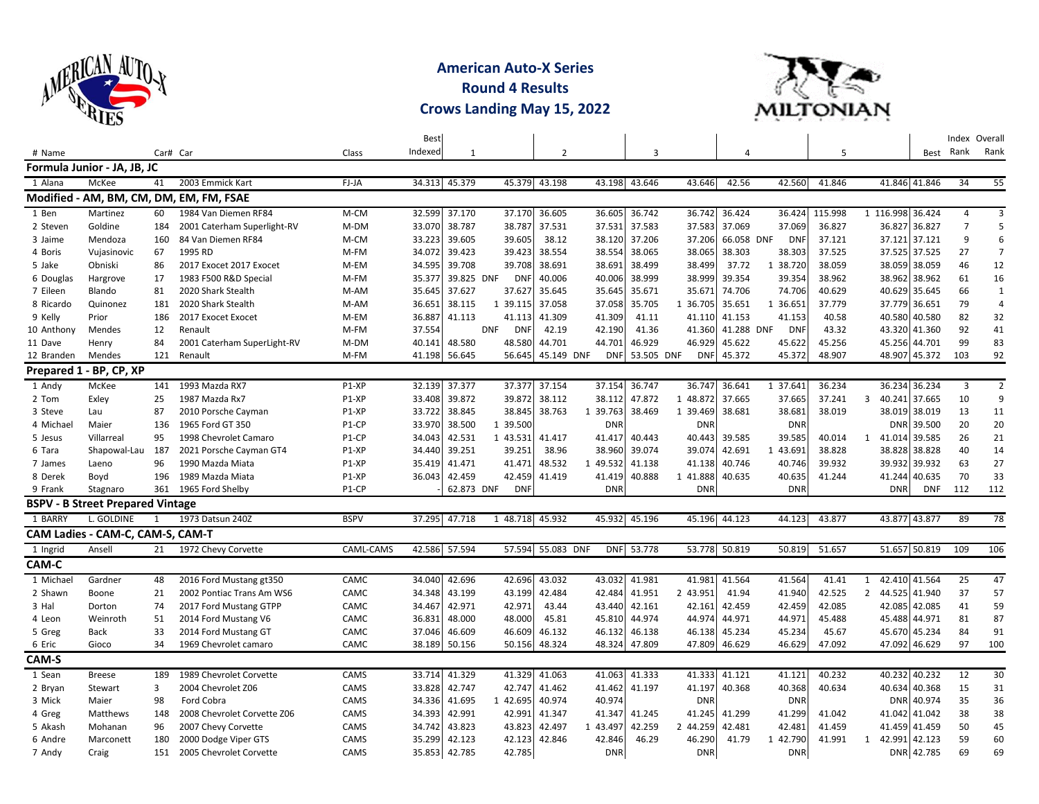# American Auto-X Series

## Round 4 Results

## Crows Landing May 15, 2022

| # | Name | | Car# | Car | Class | Best Indexed | 1 | | | 2 | | | 3 | | | 4 | | | 5 | | | Best | Index Rank | Overall Rank |
|---|---|---|---|---|---|---|---|---|---|---|---|---|---|---|---|---|---|---|---|---|---|---|---|---|
| **Formula Junior - JA, JB, JC** | | | | | | | | | | | | | | | | | | | | | | | | |
| 1 | Alana | McKee | 41 | 2003 Emmick Kart | FJ-JA | 34.313 | 45.379 | | 45.379 | 43.198 | | 43.198 | 43.646 | | 43.646 | 42.56 | | 42.560 | 41.846 | | 41.846 | 41.846 | 34 | 55 |
| **Modified - AM, BM, CM, DM, EM, FM, FSAE** | | | | | | | | | | | | | | | | | | | | | | | | |
| 1 | Ben | Martinez | 60 | 1984 Van Diemen RF84 | M-CM | 32.599 | 37.170 | | 37.170 | 36.605 | | 36.605 | 36.742 | | 36.742 | 36.424 | | 36.424 | 115.998 | 1 | 116.998 | 36.424 | 4 | 3 |
| 2 | Steven | Goldine | 184 | 2001 Caterham Superlight-RV | M-DM | 33.070 | 38.787 | | 38.787 | 37.531 | | 37.531 | 37.583 | | 37.583 | 37.069 | | 37.069 | 36.827 | | 36.827 | 36.827 | 7 | 5 |
| 3 | Jaime | Mendoza | 160 | 84 Van Diemen RF84 | M-CM | 33.223 | 39.605 | | 39.605 | 38.12 | | 38.120 | 37.206 | | 37.206 | 66.058 | DNF | DNF | 37.121 | | 37.121 | 37.121 | 9 | 6 |
| 4 | Boris | Vujasinovic | 67 | 1995 RD | M-FM | 34.072 | 39.423 | | 39.423 | 38.554 | | 38.554 | 38.065 | | 38.065 | 38.303 | | 38.303 | 37.525 | | 37.525 | 37.525 | 27 | 7 |
| 5 | Jake | Obniski | 86 | 2017 Exocet 2017 Exocet | M-EM | 34.595 | 39.708 | | 39.708 | 38.691 | | 38.691 | 38.499 | | 38.499 | 37.72 | 1 | 38.720 | 38.059 | | 38.059 | 38.059 | 46 | 12 |
| 6 | Douglas | Hargrove | 17 | 1983 F500 R&D Special | M-FM | 35.377 | 39.825 | DNF | | | | 40.006 | 38.999 | | 38.999 | 39.354 | | 39.354 | 38.962 | | 38.962 | 38.962 | 61 | 16 |
| 7 | Eileen | Blando | 81 | 2020 Shark Stealth | M-AM | 35.645 | 37.627 | | 37.627 | 35.645 | | 35.645 | 35.671 | | 35.671 | 74.706 | | 74.706 | 40.629 | | 40.629 | 35.645 | 66 | 1 |
| 8 | Ricardo | Quinonez | 181 | 2020 Shark Stealth | M-AM | 36.651 | 38.115 | 1 | 39.115 | 37.058 | | 37.058 | 35.705 | 1 | 36.705 | 35.651 | 1 | 36.651 | 37.779 | | 37.779 | 36.651 | 79 | 4 |
| 9 | Kelly | Prior | 186 | 2017 Exocet Exocet | M-EM | 36.887 | 41.113 | | 41.113 | 41.309 | | 41.309 | 41.11 | | 41.110 | 41.153 | | 41.153 | 40.58 | | 40.580 | 40.580 | 82 | 32 |
| 10 | Anthony | Mendes | 12 | Renault | M-FM | 37.554 | | DNF | DNF | 42.19 | | 42.190 | 41.36 | | 41.360 | 41.288 | DNF | DNF | 43.32 | | 43.320 | 41.360 | 92 | 41 |
| 11 | Dave | Henry | 84 | 2001 Caterham SuperLight-RV | M-DM | 40.141 | 48.580 | | 48.580 | 44.701 | | 44.701 | 46.929 | | 46.929 | 45.622 | | 45.622 | 45.256 | | 45.256 | 44.701 | 99 | 83 |
| 12 | Branden | Mendes | 121 | Renault | M-FM | 41.198 | 56.645 | | 56.645 | 45.149 | DNF | DNF | 53.505 | DNF | DNF | 45.372 | | 45.372 | 48.907 | | 48.907 | 45.372 | 103 | 92 |
| **Prepared 1 - BP, CP, XP** | | | | | | | | | | | | | | | | | | | | | | | | |
| 1 | Andy | McKee | 141 | 1993 Mazda RX7 | P1-XP | 32.139 | 37.377 | | 37.377 | 37.154 | | 37.154 | 36.747 | | 36.747 | 36.641 | 1 | 37.641 | 36.234 | | 36.234 | 36.234 | 3 | 2 |
| 2 | Tom | Exley | 25 | 1987 Mazda Rx7 | P1-XP | 33.408 | 39.872 | | 39.872 | 38.112 | | 38.112 | 47.872 | 1 | 48.872 | 37.665 | | 37.665 | 37.241 | 3 | 40.241 | 37.665 | 10 | 9 |
| 3 | Steve | Lau | 87 | 2010 Porsche Cayman | P1-XP | 33.722 | 38.845 | | 38.845 | 38.763 | 1 | 39.763 | 38.469 | 1 | 39.469 | 38.681 | | 38.681 | 38.019 | | 38.019 | 38.019 | 13 | 11 |
| 4 | Michael | Maier | 136 | 1965 Ford GT 350 | P1-CP | 33.970 | 38.500 | 1 | 39.500 | | | DNR | | | DNR | | | DNR | | | DNR | 39.500 | 20 | 20 |
| 5 | Jesus | Villarreal | 95 | 1998 Chevrolet Camaro | P1-CP | 34.043 | 42.531 | 1 | 43.531 | 41.417 | | 41.417 | 40.443 | | 40.443 | 39.585 | | 39.585 | 40.014 | 1 | 41.014 | 39.585 | 26 | 21 |
| 6 | Tara | Shapowal-Lau | 187 | 2021 Porsche Cayman GT4 | P1-XP | 34.440 | 39.251 | | 39.251 | 38.96 | | 38.960 | 39.074 | | 39.074 | 42.691 | 1 | 43.691 | 38.828 | | 38.828 | 38.828 | 40 | 14 |
| 7 | James | Laeno | 96 | 1990 Mazda Miata | P1-XP | 35.419 | 41.471 | | 41.471 | 48.532 | 1 | 49.532 | 41.138 | | 41.138 | 40.746 | | 40.746 | 39.932 | | 39.932 | 39.932 | 63 | 27 |
| 8 | Derek | Boyd | 196 | 1989 Mazda Miata | P1-XP | 36.043 | 42.459 | | 42.459 | 41.419 | | 41.419 | 40.888 | 1 | 41.888 | 40.635 | | 40.635 | 41.244 | | 41.244 | 40.635 | 70 | 33 |
| 9 | Frank | Stagnaro | 361 | 1965 Ford Shelby | P1-CP | - | 62.873 | DNF | DNF | | | DNR | | | DNR | | | DNR | | | DNR | DNF | 112 | 112 |
| **BSPV - B Street Prepared Vintage** | | | | | | | | | | | | | | | | | | | | | | | | |
| 1 | BARRY | L. GOLDINE | 1 | 1973 Datsun 240Z | BSPV | 37.295 | 47.718 | 1 | 48.718 | 45.932 | | 45.932 | 45.196 | | 45.196 | 44.123 | | 44.123 | 43.877 | | 43.877 | 43.877 | 89 | 78 |
| **CAM Ladies - CAM-C, CAM-S, CAM-T** | | | | | | | | | | | | | | | | | | | | | | | | |
| 1 | Ingrid | Ansell | 21 | 1972 Chevy Corvette | CAML-CAMS | 42.586 | 57.594 | | 57.594 | 55.083 | DNF | DNF | 53.778 | | 53.778 | 50.819 | | 50.819 | 51.657 | | 51.657 | 50.819 | 109 | 106 |
| **CAM-C** | | | | | | | | | | | | | | | | | | | | | | | | |
| 1 | Michael | Gardner | 48 | 2016 Ford Mustang gt350 | CAMC | 34.040 | 42.696 | | 42.696 | 43.032 | | 43.032 | 41.981 | | 41.981 | 41.564 | | 41.564 | 41.41 | 1 | 42.410 | 41.564 | 25 | 47 |
| 2 | Shawn | Boone | 21 | 2002 Pontiac Trans Am WS6 | CAMC | 34.348 | 43.199 | | 43.199 | 42.484 | | 42.484 | 41.951 | 2 | 43.951 | 41.94 | | 41.940 | 42.525 | 2 | 44.525 | 41.940 | 37 | 57 |
| 3 | Hal | Dorton | 74 | 2017 Ford Mustang GTPP | CAMC | 34.467 | 42.971 | | 42.971 | 43.44 | | 43.440 | 42.161 | | 42.161 | 42.459 | | 42.459 | 42.085 | | 42.085 | 42.085 | 41 | 59 |
| 4 | Leon | Weinroth | 51 | 2014 Ford Mustang V6 | CAMC | 36.831 | 48.000 | | 48.000 | 45.81 | | 45.810 | 44.974 | | 44.974 | 44.971 | | 44.971 | 45.488 | | 45.488 | 44.971 | 81 | 87 |
| 5 | Greg | Back | 33 | 2014 Ford Mustang GT | CAMC | 37.046 | 46.609 | | 46.609 | 46.132 | | 46.132 | 46.138 | | 46.138 | 45.234 | | 45.234 | 45.67 | | 45.670 | 45.234 | 84 | 91 |
| 6 | Eric | Gioco | 34 | 1969 Chevrolet camaro | CAMC | 38.189 | 50.156 | | 50.156 | 48.324 | | 48.324 | 47.809 | | 47.809 | 46.629 | | 46.629 | 47.092 | | 47.092 | 46.629 | 97 | 100 |
| **CAM-S** | | | | | | | | | | | | | | | | | | | | | | | | |
| 1 | Sean | Breese | 189 | 1989 Chevrolet Corvette | CAMS | 33.714 | 41.329 | | 41.329 | 41.063 | | 41.063 | 41.333 | | 41.333 | 41.121 | | 41.121 | 40.232 | | 40.232 | 40.232 | 12 | 30 |
| 2 | Bryan | Stewart | 3 | 2004 Chevrolet Z06 | CAMS | 33.828 | 42.747 | | 42.747 | 41.462 | | 41.462 | 41.197 | | 41.197 | 40.368 | | 40.368 | 40.634 | | 40.634 | 40.368 | 15 | 31 |
| 3 | Mick | Maier | 98 | Ford Cobra | CAMS | 34.336 | 41.695 | 1 | 42.695 | 40.974 | | 40.974 | | | DNR | | | DNR | | | DNR | 40.974 | 35 | 36 |
| 4 | Greg | Matthews | 148 | 2008 Chevrolet Corvette Z06 | CAMS | 34.393 | 42.991 | | 42.991 | 41.347 | | 41.347 | 41.245 | | 41.245 | 41.299 | | 41.299 | 41.042 | | 41.042 | 41.042 | 38 | 38 |
| 5 | Akash | Mohanan | 96 | 2007 Chevy Corvette | CAMS | 34.742 | 43.823 | | 43.823 | 42.497 | 1 | 43.497 | 42.259 | 2 | 44.259 | 42.481 | | 42.481 | 41.459 | | 41.459 | 41.459 | 50 | 45 |
| 6 | Andre | Marconett | 180 | 2000 Dodge Viper GTS | CAMS | 35.299 | 42.123 | | 42.123 | 42.846 | | 42.846 | 46.29 | | 46.290 | 41.79 | 1 | 42.790 | 41.991 | 1 | 42.991 | 42.123 | 59 | 60 |
| 7 | Andy | Craig | 151 | 2005 Chevrolet Corvette | CAMS | 35.853 | 42.785 | | 42.785 | | | DNR | | | DNR | | | DNR | | | DNR | 42.785 | 69 | 69 |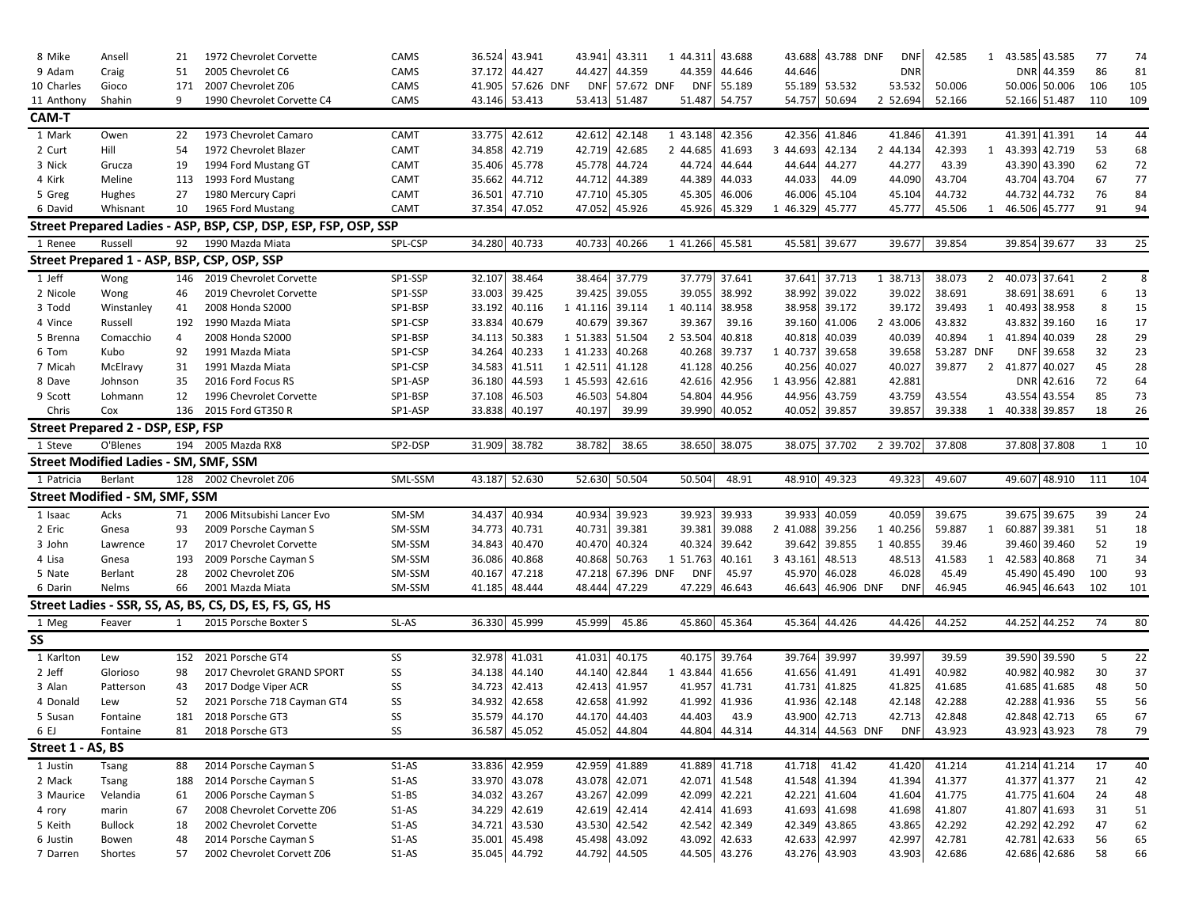| | | | | | | | | | | | | | | | | | | | | |
|---|---|---|---|---|---|---|---|---|---|---|---|---|---|---|---|---|---|---|---|---|
| 8 | Mike | Ansell | 21 | 1972 Chevrolet Corvette | CAMS | 36.524 | 43.941 | 43.941 | 43.311 | 1 44.311 | 43.688 | 43.688 | 43.788 DNF | DNF | 42.585 | 1 43.585 | 43.585 | 77 | 74 |
| 9 | Adam | Craig | 51 | 2005 Chevrolet C6 | CAMS | 37.172 | 44.427 | 44.427 | 44.359 | 44.359 | 44.646 | 44.646 | | DNR | | DNR | 44.359 | 86 | 81 |
| 10 | Charles | Gioco | 171 | 2007 Chevrolet Z06 | CAMS | 41.905 | 57.626 DNF | DNF | 57.672 DNF | DNF | 55.189 | 55.189 | 53.532 | 53.532 | 50.006 | 50.006 | 50.006 | 106 | 105 |
| 11 | Anthony | Shahin | 9 | 1990 Chevrolet Corvette C4 | CAMS | 43.146 | 53.413 | 53.413 | 51.487 | 51.487 | 54.757 | 54.757 | 50.694 | 2 52.694 | 52.166 | 52.166 | 51.487 | 110 | 109 |
| **CAM-T** | | | | | | | | | | | | | | | | | | | |
| 1 | Mark | Owen | 22 | 1973 Chevrolet Camaro | CAMT | 33.775 | 42.612 | 42.612 | 42.148 | 1 43.148 | 42.356 | 42.356 | 41.846 | 41.846 | 41.391 | 41.391 | 41.391 | 14 | 44 |
| 2 | Curt | Hill | 54 | 1972 Chevrolet Blazer | CAMT | 34.858 | 42.719 | 42.719 | 42.685 | 2 44.685 | 41.693 | 3 44.693 | 42.134 | 2 44.134 | 42.393 | 1 43.393 | 42.719 | 53 | 68 |
| 3 | Nick | Grucza | 19 | 1994 Ford Mustang GT | CAMT | 35.406 | 45.778 | 45.778 | 44.724 | 44.724 | 44.644 | 44.644 | 44.277 | 44.277 | 43.39 | 43.390 | 43.390 | 62 | 72 |
| 4 | Kirk | Meline | 113 | 1993 Ford Mustang | CAMT | 35.662 | 44.712 | 44.712 | 44.389 | 44.389 | 44.033 | 44.033 | 44.09 | 44.090 | 43.704 | 43.704 | 43.704 | 67 | 77 |
| 5 | Greg | Hughes | 27 | 1980 Mercury Capri | CAMT | 36.501 | 47.710 | 47.710 | 45.305 | 45.305 | 46.006 | 46.006 | 45.104 | 45.104 | 44.732 | 44.732 | 44.732 | 76 | 84 |
| 6 | David | Whisnant | 10 | 1965 Ford Mustang | CAMT | 37.354 | 47.052 | 47.052 | 45.926 | 45.926 | 45.329 | 1 46.329 | 45.777 | 45.777 | 45.506 | 1 46.506 | 45.777 | 91 | 94 |
| **Street Prepared Ladies - ASP, BSP, CSP, DSP, ESP, FSP, OSP, SSP** | | | | | | | | | | | | | | | | | | | |
| 1 | Renee | Russell | 92 | 1990 Mazda Miata | SPL-CSP | 34.280 | 40.733 | 40.733 | 40.266 | 1 41.266 | 45.581 | 45.581 | 39.677 | 39.677 | 39.854 | 39.854 | 39.677 | 33 | 25 |
| **Street Prepared 1 - ASP, BSP, CSP, OSP, SSP** | | | | | | | | | | | | | | | | | | | |
| 1 | Jeff | Wong | 146 | 2019 Chevrolet Corvette | SP1-SSP | 32.107 | 38.464 | 38.464 | 37.779 | 37.779 | 37.641 | 37.641 | 37.713 | 1 38.713 | 38.073 | 2 40.073 | 37.641 | 2 | 8 |
| 2 | Nicole | Wong | 46 | 2019 Chevrolet Corvette | SP1-SSP | 33.003 | 39.425 | 39.425 | 39.055 | 39.055 | 38.992 | 38.992 | 39.022 | 39.022 | 38.691 | 38.691 | 38.691 | 6 | 13 |
| 3 | Todd | Winstanley | 41 | 2008 Honda S2000 | SP1-BSP | 33.192 | 40.116 | 1 41.116 | 39.114 | 1 40.114 | 38.958 | 38.958 | 39.172 | 39.172 | 39.493 | 1 40.493 | 38.958 | 8 | 15 |
| 4 | Vince | Russell | 192 | 1990 Mazda Miata | SP1-CSP | 33.834 | 40.679 | 40.679 | 39.367 | 39.367 | 39.16 | 39.160 | 41.006 | 2 43.006 | 43.832 | 43.832 | 39.160 | 16 | 17 |
| 5 | Brenna | Comacchio | 4 | 2008 Honda S2000 | SP1-BSP | 34.113 | 50.383 | 1 51.383 | 51.504 | 2 53.504 | 40.818 | 40.818 | 40.039 | 40.039 | 40.894 | 1 41.894 | 40.039 | 28 | 29 |
| 6 | Tom | Kubo | 92 | 1991 Mazda Miata | SP1-CSP | 34.264 | 40.233 | 1 41.233 | 40.268 | 40.268 | 39.737 | 1 40.737 | 39.658 | 39.658 | 53.287 DNF | DNF | 39.658 | 32 | 23 |
| 7 | Micah | McElravy | 31 | 1991 Mazda Miata | SP1-CSP | 34.583 | 41.511 | 1 42.511 | 41.128 | 41.128 | 40.256 | 40.256 | 40.027 | 40.027 | 39.877 | 2 41.877 | 40.027 | 45 | 28 |
| 8 | Dave | Johnson | 35 | 2016 Ford Focus RS | SP1-ASP | 36.180 | 44.593 | 1 45.593 | 42.616 | 42.616 | 42.956 | 1 43.956 | 42.881 | 42.881 | | DNR | 42.616 | 72 | 64 |
| 9 | Scott | Lohmann | 12 | 1996 Chevrolet Corvette | SP1-BSP | 37.108 | 46.503 | 46.503 | 54.804 | 54.804 | 44.956 | 44.956 | 43.759 | 43.759 | 43.554 | 43.554 | 43.554 | 85 | 73 |
| | Chris | Cox | 136 | 2015 Ford GT350 R | SP1-ASP | 33.838 | 40.197 | 40.197 | 39.99 | 39.990 | 40.052 | 40.052 | 39.857 | 39.857 | 39.338 | 1 40.338 | 39.857 | 18 | 26 |
| **Street Prepared 2 - DSP, FSP** | | | | | | | | | | | | | | | | | | | |
| 1 | Steve | O'Blenes | 194 | 2005 Mazda RX8 | SP2-DSP | 31.909 | 38.782 | 38.782 | 38.65 | 38.650 | 38.075 | 38.075 | 37.702 | 2 39.702 | 37.808 | 37.808 | 37.808 | 1 | 10 |
| **Street Modified Ladies - SM, SMF, SSM** | | | | | | | | | | | | | | | | | | | |
| 1 | Patricia | Berlant | 128 | 2002 Chevrolet Z06 | SML-SSM | 43.187 | 52.630 | 52.630 | 50.504 | 50.504 | 48.91 | 48.910 | 49.323 | 49.323 | 49.607 | 49.607 | 48.910 | 111 | 104 |
| **Street Modified - SM, SMF, SSM** | | | | | | | | | | | | | | | | | | | |
| 1 | Isaac | Acks | 71 | 2006 Mitsubishi Lancer Evo | SM-SM | 34.437 | 40.934 | 40.934 | 39.923 | 39.923 | 39.933 | 39.933 | 40.059 | 40.059 | 39.675 | 39.675 | 39.675 | 39 | 24 |
| 2 | Eric | Gnesa | 93 | 2009 Porsche Cayman S | SM-SSM | 34.773 | 40.731 | 40.731 | 39.381 | 39.381 | 39.088 | 2 41.088 | 39.256 | 1 40.256 | 59.887 | 1 60.887 | 39.381 | 51 | 18 |
| 3 | John | Lawrence | 17 | 2017 Chevrolet Corvette | SM-SSM | 34.843 | 40.470 | 40.470 | 40.324 | 40.324 | 39.642 | 39.642 | 39.855 | 1 40.855 | 39.46 | 39.460 | 39.460 | 52 | 19 |
| 4 | Lisa | Gnesa | 193 | 2009 Porsche Cayman S | SM-SSM | 36.086 | 40.868 | 40.868 | 50.763 | 1 51.763 | 40.161 | 3 43.161 | 48.513 | 48.513 | 41.583 | 1 42.583 | 40.868 | 71 | 34 |
| 5 | Nate | Berlant | 28 | 2002 Chevrolet Z06 | SM-SSM | 40.167 | 47.218 | 47.218 | 67.396 DNF | DNF | 45.97 | 45.970 | 46.028 | 46.028 | 45.49 | 45.490 | 45.490 | 100 | 93 |
| 6 | Darin | Nelms | 66 | 2001 Mazda Miata | SM-SSM | 41.185 | 48.444 | 48.444 | 47.229 | 47.229 | 46.643 | 46.643 | 46.906 DNF | DNF | 46.945 | 46.945 | 46.643 | 102 | 101 |
| **Street Ladies - SSR, SS, AS, BS, CS, DS, ES, FS, GS, HS** | | | | | | | | | | | | | | | | | | | |
| 1 | Meg | Feaver | 1 | 2015 Porsche Boxter S | SL-AS | 36.330 | 45.999 | 45.999 | 45.86 | 45.860 | 45.364 | 45.364 | 44.426 | 44.426 | 44.252 | 44.252 | 44.252 | 74 | 80 |
| **SS** | | | | | | | | | | | | | | | | | | | |
| 1 | Karlton | Lew | 152 | 2021 Porsche GT4 | SS | 32.978 | 41.031 | 41.031 | 40.175 | 40.175 | 39.764 | 39.764 | 39.997 | 39.997 | 39.59 | 39.590 | 39.590 | 5 | 22 |
| 2 | Jeff | Glorioso | 98 | 2017 Chevrolet GRAND SPORT | SS | 34.138 | 44.140 | 44.140 | 42.844 | 1 43.844 | 41.656 | 41.656 | 41.491 | 41.491 | 40.982 | 40.982 | 40.982 | 30 | 37 |
| 3 | Alan | Patterson | 43 | 2017 Dodge Viper ACR | SS | 34.723 | 42.413 | 42.413 | 41.957 | 41.957 | 41.731 | 41.731 | 41.825 | 41.825 | 41.685 | 41.685 | 41.685 | 48 | 50 |
| 4 | Donald | Lew | 52 | 2021 Porsche 718 Cayman GT4 | SS | 34.932 | 42.658 | 42.658 | 41.992 | 41.992 | 41.936 | 41.936 | 42.148 | 42.148 | 42.288 | 42.288 | 41.936 | 55 | 56 |
| 5 | Susan | Fontaine | 181 | 2018 Porsche GT3 | SS | 35.579 | 44.170 | 44.170 | 44.403 | 44.403 | 43.9 | 43.900 | 42.713 | 42.713 | 42.848 | 42.848 | 42.713 | 65 | 67 |
| 6 | EJ | Fontaine | 81 | 2018 Porsche GT3 | SS | 36.587 | 45.052 | 45.052 | 44.804 | 44.804 | 44.314 | 44.314 | 44.563 DNF | DNF | 43.923 | 43.923 | 43.923 | 78 | 79 |
| **Street 1 - AS, BS** | | | | | | | | | | | | | | | | | | | |
| 1 | Justin | Tsang | 88 | 2014 Porsche Cayman S | S1-AS | 33.836 | 42.959 | 42.959 | 41.889 | 41.889 | 41.718 | 41.718 | 41.42 | 41.420 | 41.214 | 41.214 | 41.214 | 17 | 40 |
| 2 | Mack | Tsang | 188 | 2014 Porsche Cayman S | S1-AS | 33.970 | 43.078 | 43.078 | 42.071 | 42.071 | 41.548 | 41.548 | 41.394 | 41.394 | 41.377 | 41.377 | 41.377 | 21 | 42 |
| 3 | Maurice | Velandia | 61 | 2006 Porsche Cayman S | S1-BS | 34.032 | 43.267 | 43.267 | 42.099 | 42.099 | 42.221 | 42.221 | 41.604 | 41.604 | 41.775 | 41.775 | 41.604 | 24 | 48 |
| 4 | rory | marin | 67 | 2008 Chevrolet Corvette Z06 | S1-AS | 34.229 | 42.619 | 42.619 | 42.414 | 42.414 | 41.693 | 41.693 | 41.698 | 41.698 | 41.807 | 41.807 | 41.693 | 31 | 51 |
| 5 | Keith | Bullock | 18 | 2002 Chevrolet Corvette | S1-AS | 34.721 | 43.530 | 43.530 | 42.542 | 42.542 | 42.349 | 42.349 | 43.865 | 43.865 | 42.292 | 42.292 | 42.292 | 47 | 62 |
| 6 | Justin | Bowen | 48 | 2014 Porsche Cayman S | S1-AS | 35.001 | 45.498 | 45.498 | 43.092 | 43.092 | 42.633 | 42.633 | 42.997 | 42.997 | 42.781 | 42.781 | 42.633 | 56 | 65 |
| 7 | Darren | Shortes | 57 | 2002 Chevrolet Corvett Z06 | S1-AS | 35.045 | 44.792 | 44.792 | 44.505 | 44.505 | 43.276 | 43.276 | 43.903 | 43.903 | 42.686 | 42.686 | 42.686 | 58 | 66 |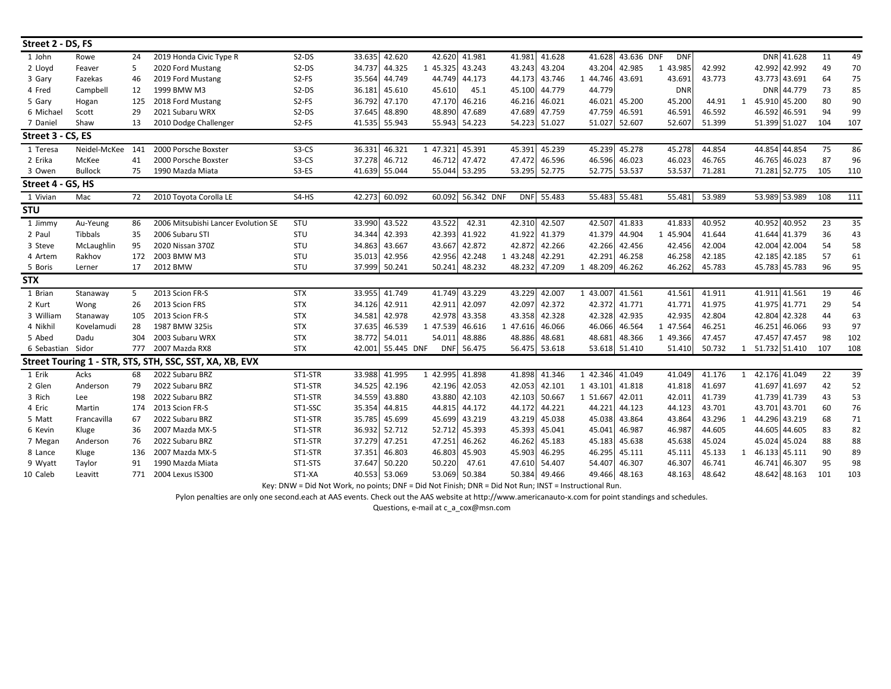| | | | | | | | | | | | | | | | | | | | | | | | | |
|---|---|---|---|---|---|---|---|---|---|---|---|---|---|---|---|---|---|---|---|---|---|---|---|---|
| **Street 2 - DS, FS** | | | | | | | | | | | | | | | | | | | | | | | | |
| 1 | John | Rowe | 24 | 2019 Honda Civic Type R | S2-DS | 33.635 | 42.620 | | 42.620 | 41.981 | | 41.981 | 41.628 | | 41.628 | 43.636 | DNF | DNF | | | DNR | 41.628 | 11 | 49 |
| 2 | Lloyd | Feaver | 5 | 2020 Ford Mustang | S2-DS | 34.737 | 44.325 | 1 | 45.325 | 43.243 | | 43.243 | 43.204 | | 43.204 | 42.985 | 1 | 43.985 | 42.992 | | 42.992 | 42.992 | 49 | 70 |
| 3 | Gary | Fazekas | 46 | 2019 Ford Mustang | S2-FS | 35.564 | 44.749 | | 44.749 | 44.173 | | 44.173 | 43.746 | 1 | 44.746 | 43.691 | | 43.691 | 43.773 | | 43.773 | 43.691 | 64 | 75 |
| 4 | Fred | Campbell | 12 | 1999 BMW M3 | S2-DS | 36.181 | 45.610 | | 45.610 | 45.1 | | 45.100 | 44.779 | | 44.779 | | | DNR | | | DNR | 44.779 | 73 | 85 |
| 5 | Gary | Hogan | 125 | 2018 Ford Mustang | S2-FS | 36.792 | 47.170 | | 47.170 | 46.216 | | 46.216 | 46.021 | | 46.021 | 45.200 | | 45.200 | 44.91 | 1 | 45.910 | 45.200 | 80 | 90 |
| 6 | Michael | Scott | 29 | 2021 Subaru WRX | S2-DS | 37.645 | 48.890 | | 48.890 | 47.689 | | 47.689 | 47.759 | | 47.759 | 46.591 | | 46.591 | 46.592 | | 46.592 | 46.591 | 94 | 99 |
| 7 | Daniel | Shaw | 13 | 2010 Dodge Challenger | S2-FS | 41.535 | 55.943 | | 55.943 | 54.223 | | 54.223 | 51.027 | | 51.027 | 52.607 | | 52.607 | 51.399 | | 51.399 | 51.027 | 104 | 107 |
| **Street 3 - CS, ES** | | | | | | | | | | | | | | | | | | | | | | | | |
| 1 | Teresa | Neidel-McKee | 141 | 2000 Porsche Boxster | S3-CS | 36.331 | 46.321 | 1 | 47.321 | 45.391 | | 45.391 | 45.239 | | 45.239 | 45.278 | | 45.278 | 44.854 | | 44.854 | 44.854 | 75 | 86 |
| 2 | Erika | McKee | 41 | 2000 Porsche Boxster | S3-CS | 37.278 | 46.712 | | 46.712 | 47.472 | | 47.472 | 46.596 | | 46.596 | 46.023 | | 46.023 | 46.765 | | 46.765 | 46.023 | 87 | 96 |
| 3 | Owen | Bullock | 75 | 1990 Mazda Miata | S3-ES | 41.639 | 55.044 | | 55.044 | 53.295 | | 53.295 | 52.775 | | 52.775 | 53.537 | | 53.537 | 71.281 | | 71.281 | 52.775 | 105 | 110 |
| **Street 4 - GS, HS** | | | | | | | | | | | | | | | | | | | | | | | | |
| 1 | Vivian | Mac | 72 | 2010 Toyota Corolla LE | S4-HS | 42.273 | 60.092 | | 60.092 | 56.342 | DNF | DNF | 55.483 | | 55.483 | 55.481 | | 55.481 | 53.989 | | 53.989 | 53.989 | 108 | 111 |
| **STU** | | | | | | | | | | | | | | | | | | | | | | | | |
| 1 | Jimmy | Au-Yeung | 86 | 2006 Mitsubishi Lancer Evolution SE | STU | 33.990 | 43.522 | | 43.522 | 42.31 | | 42.310 | 42.507 | | 42.507 | 41.833 | | 41.833 | 40.952 | | 40.952 | 40.952 | 23 | 35 |
| 2 | Paul | Tibbals | 35 | 2006 Subaru STI | STU | 34.344 | 42.393 | | 42.393 | 41.922 | | 41.922 | 41.379 | | 41.379 | 44.904 | 1 | 45.904 | 41.644 | | 41.644 | 41.379 | 36 | 43 |
| 3 | Steve | McLaughlin | 95 | 2020 Nissan 370Z | STU | 34.863 | 43.667 | | 43.667 | 42.872 | | 42.872 | 42.266 | | 42.266 | 42.456 | | 42.456 | 42.004 | | 42.004 | 42.004 | 54 | 58 |
| 4 | Artem | Rakhov | 172 | 2003 BMW M3 | STU | 35.013 | 42.956 | | 42.956 | 42.248 | 1 | 43.248 | 42.291 | | 42.291 | 46.258 | | 46.258 | 42.185 | | 42.185 | 42.185 | 57 | 61 |
| 5 | Boris | Lerner | 17 | 2012 BMW | STU | 37.999 | 50.241 | | 50.241 | 48.232 | | 48.232 | 47.209 | 1 | 48.209 | 46.262 | | 46.262 | 45.783 | | 45.783 | 45.783 | 96 | 95 |
| **STX** | | | | | | | | | | | | | | | | | | | | | | | | |
| 1 | Brian | Stanaway | 5 | 2013 Scion FR-S | STX | 33.955 | 41.749 | | 41.749 | 43.229 | | 43.229 | 42.007 | 1 | 43.007 | 41.561 | | 41.561 | 41.911 | | 41.911 | 41.561 | 19 | 46 |
| 2 | Kurt | Wong | 26 | 2013 Scion FRS | STX | 34.126 | 42.911 | | 42.911 | 42.097 | | 42.097 | 42.372 | | 42.372 | 41.771 | | 41.771 | 41.975 | | 41.975 | 41.771 | 29 | 54 |
| 3 | William | Stanaway | 105 | 2013 Scion FR-S | STX | 34.581 | 42.978 | | 42.978 | 43.358 | | 43.358 | 42.328 | | 42.328 | 42.935 | | 42.935 | 42.804 | | 42.804 | 42.328 | 44 | 63 |
| 4 | Nikhil | Kovelamudi | 28 | 1987 BMW 325is | STX | 37.635 | 46.539 | 1 | 47.539 | 46.616 | 1 | 47.616 | 46.066 | | 46.066 | 46.564 | 1 | 47.564 | 46.251 | | 46.251 | 46.066 | 93 | 97 |
| 5 | Abed | Dadu | 304 | 2003 Subaru WRX | STX | 38.772 | 54.011 | | 54.011 | 48.886 | | 48.886 | 48.681 | | 48.681 | 48.366 | 1 | 49.366 | 47.457 | | 47.457 | 47.457 | 98 | 102 |
| 6 | Sebastian | Sidor | 777 | 2007 Mazda RX8 | STX | 42.001 | 55.445 | DNF | DNF | 56.475 | | 56.475 | 53.618 | | 53.618 | 51.410 | | 51.410 | 50.732 | 1 | 51.732 | 51.410 | 107 | 108 |
| **Street Touring 1 - STR, STS, STH, SSC, SST, XA, XB, EVX** | | | | | | | | | | | | | | | | | | | | | | | | |
| 1 | Erik | Acks | 68 | 2022 Subaru BRZ | ST1-STR | 33.988 | 41.995 | 1 | 42.995 | 41.898 | | 41.898 | 41.346 | 1 | 42.346 | 41.049 | | 41.049 | 41.176 | 1 | 42.176 | 41.049 | 22 | 39 |
| 2 | Glen | Anderson | 79 | 2022 Subaru BRZ | ST1-STR | 34.525 | 42.196 | | 42.196 | 42.053 | | 42.053 | 42.101 | 1 | 43.101 | 41.818 | | 41.818 | 41.697 | | 41.697 | 41.697 | 42 | 52 |
| 3 | Rich | Lee | 198 | 2022 Subaru BRZ | ST1-STR | 34.559 | 43.880 | | 43.880 | 42.103 | | 42.103 | 50.667 | 1 | 51.667 | 42.011 | | 42.011 | 41.739 | | 41.739 | 41.739 | 43 | 53 |
| 4 | Eric | Martin | 174 | 2013 Scion FR-S | ST1-SSC | 35.354 | 44.815 | | 44.815 | 44.172 | | 44.172 | 44.221 | | 44.221 | 44.123 | | 44.123 | 43.701 | | 43.701 | 43.701 | 60 | 76 |
| 5 | Matt | Francavilla | 67 | 2022 Subaru BRZ | ST1-STR | 35.785 | 45.699 | | 45.699 | 43.219 | | 43.219 | 45.038 | | 45.038 | 43.864 | | 43.864 | 43.296 | 1 | 44.296 | 43.219 | 68 | 71 |
| 6 | Kevin | Kluge | 36 | 2007 Mazda MX-5 | ST1-STR | 36.932 | 52.712 | | 52.712 | 45.393 | | 45.393 | 45.041 | | 45.041 | 46.987 | | 46.987 | 44.605 | | 44.605 | 44.605 | 83 | 82 |
| 7 | Megan | Anderson | 76 | 2022 Subaru BRZ | ST1-STR | 37.279 | 47.251 | | 47.251 | 46.262 | | 46.262 | 45.183 | | 45.183 | 45.638 | | 45.638 | 45.024 | | 45.024 | 45.024 | 88 | 88 |
| 8 | Lance | Kluge | 136 | 2007 Mazda MX-5 | ST1-STR | 37.351 | 46.803 | | 46.803 | 45.903 | | 45.903 | 46.295 | | 46.295 | 45.111 | | 45.111 | 45.133 | 1 | 46.133 | 45.111 | 90 | 89 |
| 9 | Wyatt | Taylor | 91 | 1990 Mazda Miata | ST1-STS | 37.647 | 50.220 | | 50.220 | 47.61 | | 47.610 | 54.407 | | 54.407 | 46.307 | | 46.307 | 46.741 | | 46.741 | 46.307 | 95 | 98 |
| 10 | Caleb | Leavitt | 771 | 2004 Lexus IS300 | ST1-XA | 40.553 | 53.069 | | 53.069 | 50.384 | | 50.384 | 49.466 | | 49.466 | 48.163 | | 48.163 | 48.642 | | 48.642 | 48.163 | 101 | 103 |

Key: DNW = Did Not Work, no points; DNF = Did Not Finish; DNR = Did Not Run; INST = Instructional Run.

Pylon penalties are only one second.each at AAS events. Check out the AAS website at http://www.americanauto-x.com for point standings and schedules.

Questions, e-mail at c_a_cox@msn.com